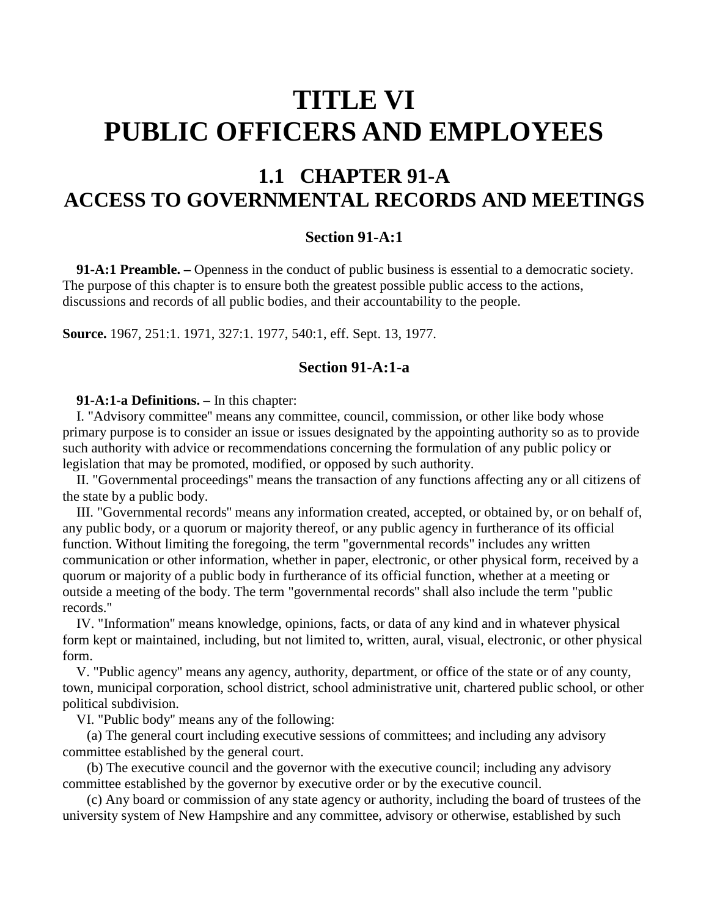# TITLE VI
# PUBLIC OFFICERS AND EMPLOYEES

## 1.1 CHAPTER 91-A
## ACCESS TO GOVERNMENTAL RECORDS AND MEETINGS

### Section 91-A:1

**91-A:1 Preamble. –** Openness in the conduct of public business is essential to a democratic society. The purpose of this chapter is to ensure both the greatest possible public access to the actions, discussions and records of all public bodies, and their accountability to the people.

**Source.** 1967, 251:1. 1971, 327:1. 1977, 540:1, eff. Sept. 13, 1977.

### Section 91-A:1-a

**91-A:1-a Definitions. –** In this chapter:

I. "Advisory committee" means any committee, council, commission, or other like body whose primary purpose is to consider an issue or issues designated by the appointing authority so as to provide such authority with advice or recommendations concerning the formulation of any public policy or legislation that may be promoted, modified, or opposed by such authority.

II. "Governmental proceedings" means the transaction of any functions affecting any or all citizens of the state by a public body.

III. "Governmental records" means any information created, accepted, or obtained by, or on behalf of, any public body, or a quorum or majority thereof, or any public agency in furtherance of its official function. Without limiting the foregoing, the term "governmental records" includes any written communication or other information, whether in paper, electronic, or other physical form, received by a quorum or majority of a public body in furtherance of its official function, whether at a meeting or outside a meeting of the body. The term "governmental records" shall also include the term "public records."

IV. "Information" means knowledge, opinions, facts, or data of any kind and in whatever physical form kept or maintained, including, but not limited to, written, aural, visual, electronic, or other physical form.

V. "Public agency" means any agency, authority, department, or office of the state or of any county, town, municipal corporation, school district, school administrative unit, chartered public school, or other political subdivision.

VI. "Public body" means any of the following:

(a) The general court including executive sessions of committees; and including any advisory committee established by the general court.

(b) The executive council and the governor with the executive council; including any advisory committee established by the governor by executive order or by the executive council.

(c) Any board or commission of any state agency or authority, including the board of trustees of the university system of New Hampshire and any committee, advisory or otherwise, established by such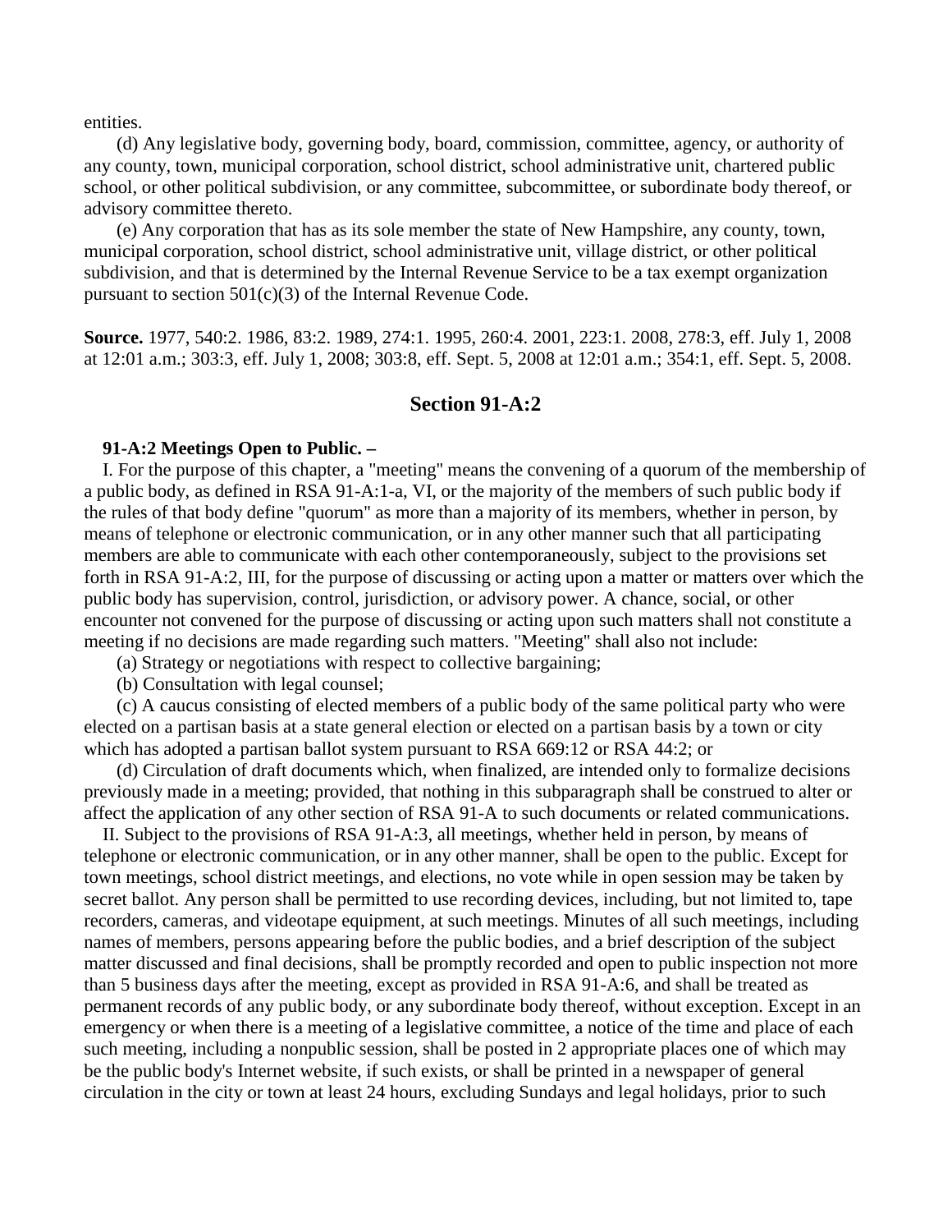entities.

(d) Any legislative body, governing body, board, commission, committee, agency, or authority of any county, town, municipal corporation, school district, school administrative unit, chartered public school, or other political subdivision, or any committee, subcommittee, or subordinate body thereof, or advisory committee thereto.

(e) Any corporation that has as its sole member the state of New Hampshire, any county, town, municipal corporation, school district, school administrative unit, village district, or other political subdivision, and that is determined by the Internal Revenue Service to be a tax exempt organization pursuant to section 501(c)(3) of the Internal Revenue Code.

**Source.** 1977, 540:2. 1986, 83:2. 1989, 274:1. 1995, 260:4. 2001, 223:1. 2008, 278:3, eff. July 1, 2008 at 12:01 a.m.; 303:3, eff. July 1, 2008; 303:8, eff. Sept. 5, 2008 at 12:01 a.m.; 354:1, eff. Sept. 5, 2008.

## Section 91-A:2

**91-A:2 Meetings Open to Public. –**

I. For the purpose of this chapter, a "meeting" means the convening of a quorum of the membership of a public body, as defined in RSA 91-A:1-a, VI, or the majority of the members of such public body if the rules of that body define "quorum" as more than a majority of its members, whether in person, by means of telephone or electronic communication, or in any other manner such that all participating members are able to communicate with each other contemporaneously, subject to the provisions set forth in RSA 91-A:2, III, for the purpose of discussing or acting upon a matter or matters over which the public body has supervision, control, jurisdiction, or advisory power. A chance, social, or other encounter not convened for the purpose of discussing or acting upon such matters shall not constitute a meeting if no decisions are made regarding such matters. "Meeting" shall also not include:

(a) Strategy or negotiations with respect to collective bargaining;

(b) Consultation with legal counsel;

(c) A caucus consisting of elected members of a public body of the same political party who were elected on a partisan basis at a state general election or elected on a partisan basis by a town or city which has adopted a partisan ballot system pursuant to RSA 669:12 or RSA 44:2; or

(d) Circulation of draft documents which, when finalized, are intended only to formalize decisions previously made in a meeting; provided, that nothing in this subparagraph shall be construed to alter or affect the application of any other section of RSA 91-A to such documents or related communications.

II. Subject to the provisions of RSA 91-A:3, all meetings, whether held in person, by means of telephone or electronic communication, or in any other manner, shall be open to the public. Except for town meetings, school district meetings, and elections, no vote while in open session may be taken by secret ballot. Any person shall be permitted to use recording devices, including, but not limited to, tape recorders, cameras, and videotape equipment, at such meetings. Minutes of all such meetings, including names of members, persons appearing before the public bodies, and a brief description of the subject matter discussed and final decisions, shall be promptly recorded and open to public inspection not more than 5 business days after the meeting, except as provided in RSA 91-A:6, and shall be treated as permanent records of any public body, or any subordinate body thereof, without exception. Except in an emergency or when there is a meeting of a legislative committee, a notice of the time and place of each such meeting, including a nonpublic session, shall be posted in 2 appropriate places one of which may be the public body's Internet website, if such exists, or shall be printed in a newspaper of general circulation in the city or town at least 24 hours, excluding Sundays and legal holidays, prior to such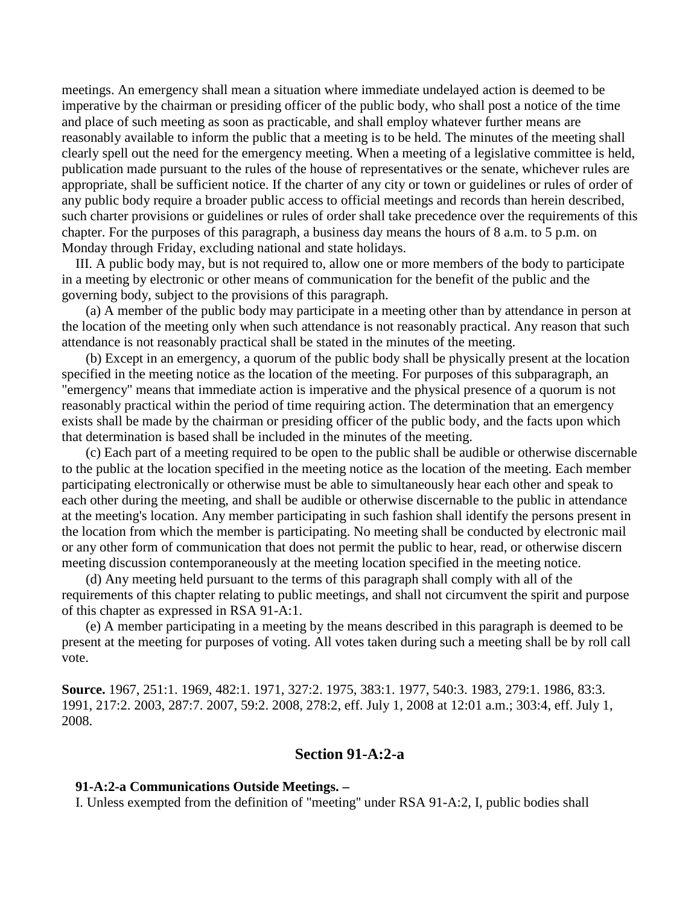meetings. An emergency shall mean a situation where immediate undelayed action is deemed to be imperative by the chairman or presiding officer of the public body, who shall post a notice of the time and place of such meeting as soon as practicable, and shall employ whatever further means are reasonably available to inform the public that a meeting is to be held. The minutes of the meeting shall clearly spell out the need for the emergency meeting. When a meeting of a legislative committee is held, publication made pursuant to the rules of the house of representatives or the senate, whichever rules are appropriate, shall be sufficient notice. If the charter of any city or town or guidelines or rules of order of any public body require a broader public access to official meetings and records than herein described, such charter provisions or guidelines or rules of order shall take precedence over the requirements of this chapter. For the purposes of this paragraph, a business day means the hours of 8 a.m. to 5 p.m. on Monday through Friday, excluding national and state holidays.

III. A public body may, but is not required to, allow one or more members of the body to participate in a meeting by electronic or other means of communication for the benefit of the public and the governing body, subject to the provisions of this paragraph.

(a) A member of the public body may participate in a meeting other than by attendance in person at the location of the meeting only when such attendance is not reasonably practical. Any reason that such attendance is not reasonably practical shall be stated in the minutes of the meeting.

(b) Except in an emergency, a quorum of the public body shall be physically present at the location specified in the meeting notice as the location of the meeting. For purposes of this subparagraph, an "emergency" means that immediate action is imperative and the physical presence of a quorum is not reasonably practical within the period of time requiring action. The determination that an emergency exists shall be made by the chairman or presiding officer of the public body, and the facts upon which that determination is based shall be included in the minutes of the meeting.

(c) Each part of a meeting required to be open to the public shall be audible or otherwise discernable to the public at the location specified in the meeting notice as the location of the meeting. Each member participating electronically or otherwise must be able to simultaneously hear each other and speak to each other during the meeting, and shall be audible or otherwise discernable to the public in attendance at the meeting's location. Any member participating in such fashion shall identify the persons present in the location from which the member is participating. No meeting shall be conducted by electronic mail or any other form of communication that does not permit the public to hear, read, or otherwise discern meeting discussion contemporaneously at the meeting location specified in the meeting notice.

(d) Any meeting held pursuant to the terms of this paragraph shall comply with all of the requirements of this chapter relating to public meetings, and shall not circumvent the spirit and purpose of this chapter as expressed in RSA 91-A:1.

(e) A member participating in a meeting by the means described in this paragraph is deemed to be present at the meeting for purposes of voting. All votes taken during such a meeting shall be by roll call vote.

**Source.** 1967, 251:1. 1969, 482:1. 1971, 327:2. 1975, 383:1. 1977, 540:3. 1983, 279:1. 1986, 83:3. 1991, 217:2. 2003, 287:7. 2007, 59:2. 2008, 278:2, eff. July 1, 2008 at 12:01 a.m.; 303:4, eff. July 1, 2008.

## Section 91-A:2-a

**91-A:2-a Communications Outside Meetings. –**

I. Unless exempted from the definition of "meeting" under RSA 91-A:2, I, public bodies shall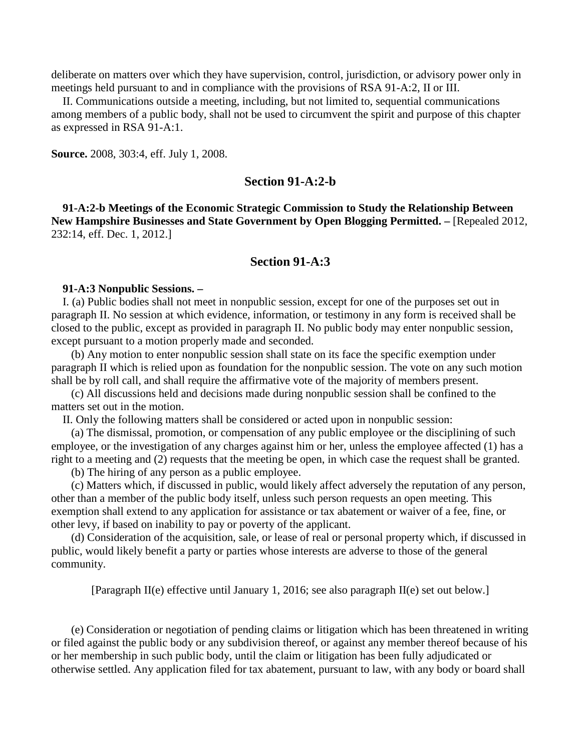deliberate on matters over which they have supervision, control, jurisdiction, or advisory power only in meetings held pursuant to and in compliance with the provisions of RSA 91-A:2, II or III.

II. Communications outside a meeting, including, but not limited to, sequential communications among members of a public body, shall not be used to circumvent the spirit and purpose of this chapter as expressed in RSA 91-A:1.

**Source.** 2008, 303:4, eff. July 1, 2008.

## Section 91-A:2-b

**91-A:2-b Meetings of the Economic Strategic Commission to Study the Relationship Between New Hampshire Businesses and State Government by Open Blogging Permitted. –** [Repealed 2012, 232:14, eff. Dec. 1, 2012.]

## Section 91-A:3

**91-A:3 Nonpublic Sessions. –**

I. (a) Public bodies shall not meet in nonpublic session, except for one of the purposes set out in paragraph II. No session at which evidence, information, or testimony in any form is received shall be closed to the public, except as provided in paragraph II. No public body may enter nonpublic session, except pursuant to a motion properly made and seconded.

(b) Any motion to enter nonpublic session shall state on its face the specific exemption under paragraph II which is relied upon as foundation for the nonpublic session. The vote on any such motion shall be by roll call, and shall require the affirmative vote of the majority of members present.

(c) All discussions held and decisions made during nonpublic session shall be confined to the matters set out in the motion.

II. Only the following matters shall be considered or acted upon in nonpublic session:

(a) The dismissal, promotion, or compensation of any public employee or the disciplining of such employee, or the investigation of any charges against him or her, unless the employee affected (1) has a right to a meeting and (2) requests that the meeting be open, in which case the request shall be granted.

(b) The hiring of any person as a public employee.

(c) Matters which, if discussed in public, would likely affect adversely the reputation of any person, other than a member of the public body itself, unless such person requests an open meeting. This exemption shall extend to any application for assistance or tax abatement or waiver of a fee, fine, or other levy, if based on inability to pay or poverty of the applicant.

(d) Consideration of the acquisition, sale, or lease of real or personal property which, if discussed in public, would likely benefit a party or parties whose interests are adverse to those of the general community.

[Paragraph II(e) effective until January 1, 2016; see also paragraph II(e) set out below.]

(e) Consideration or negotiation of pending claims or litigation which has been threatened in writing or filed against the public body or any subdivision thereof, or against any member thereof because of his or her membership in such public body, until the claim or litigation has been fully adjudicated or otherwise settled. Any application filed for tax abatement, pursuant to law, with any body or board shall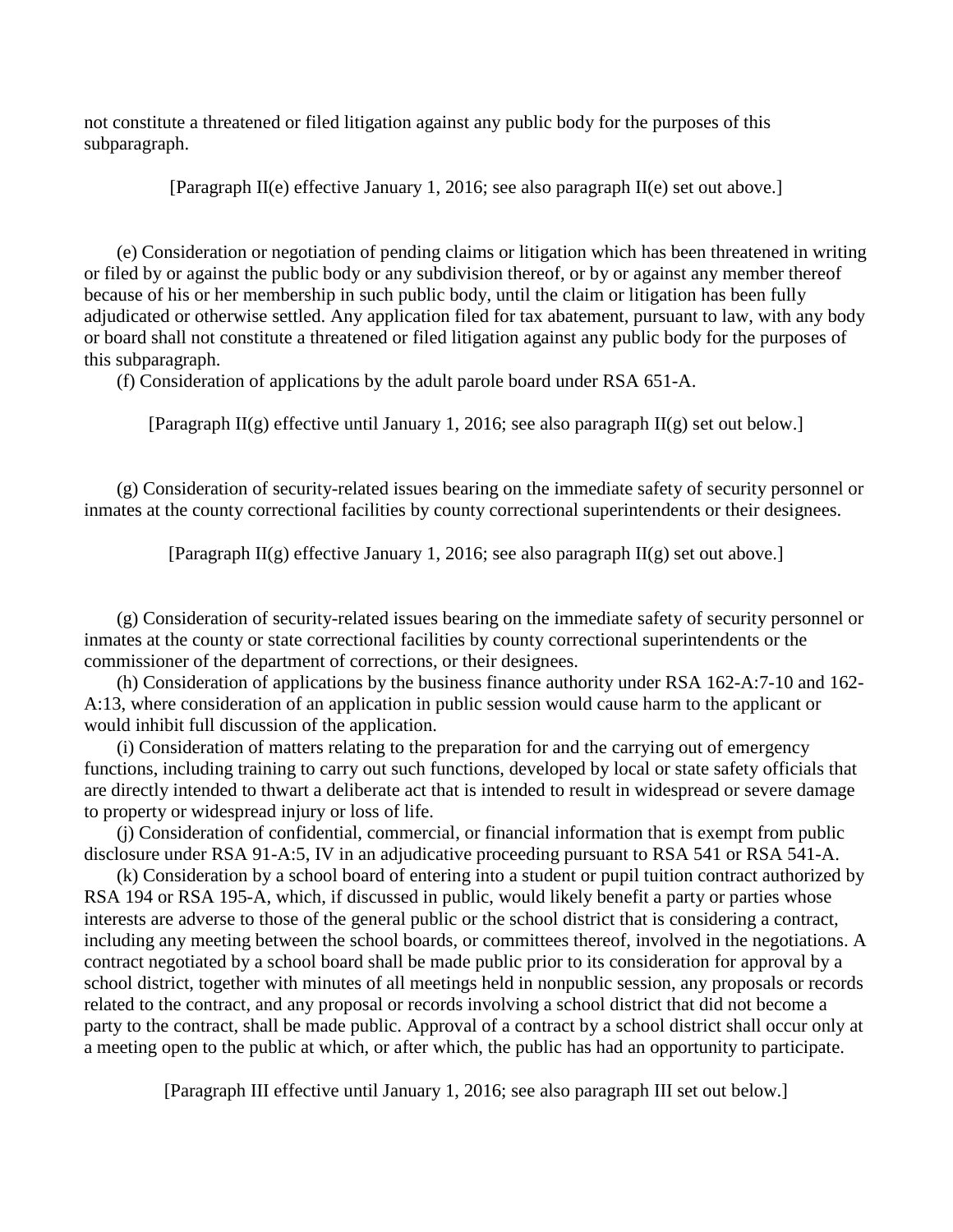not constitute a threatened or filed litigation against any public body for the purposes of this subparagraph.

[Paragraph II(e) effective January 1, 2016; see also paragraph II(e) set out above.]

(e) Consideration or negotiation of pending claims or litigation which has been threatened in writing or filed by or against the public body or any subdivision thereof, or by or against any member thereof because of his or her membership in such public body, until the claim or litigation has been fully adjudicated or otherwise settled. Any application filed for tax abatement, pursuant to law, with any body or board shall not constitute a threatened or filed litigation against any public body for the purposes of this subparagraph.

(f) Consideration of applications by the adult parole board under RSA 651-A.

[Paragraph II(g) effective until January 1, 2016; see also paragraph II(g) set out below.]

(g) Consideration of security-related issues bearing on the immediate safety of security personnel or inmates at the county correctional facilities by county correctional superintendents or their designees.

[Paragraph II(g) effective January 1, 2016; see also paragraph II(g) set out above.]

(g) Consideration of security-related issues bearing on the immediate safety of security personnel or inmates at the county or state correctional facilities by county correctional superintendents or the commissioner of the department of corrections, or their designees.

(h) Consideration of applications by the business finance authority under RSA 162-A:7-10 and 162-A:13, where consideration of an application in public session would cause harm to the applicant or would inhibit full discussion of the application.

(i) Consideration of matters relating to the preparation for and the carrying out of emergency functions, including training to carry out such functions, developed by local or state safety officials that are directly intended to thwart a deliberate act that is intended to result in widespread or severe damage to property or widespread injury or loss of life.

(j) Consideration of confidential, commercial, or financial information that is exempt from public disclosure under RSA 91-A:5, IV in an adjudicative proceeding pursuant to RSA 541 or RSA 541-A.

(k) Consideration by a school board of entering into a student or pupil tuition contract authorized by RSA 194 or RSA 195-A, which, if discussed in public, would likely benefit a party or parties whose interests are adverse to those of the general public or the school district that is considering a contract, including any meeting between the school boards, or committees thereof, involved in the negotiations. A contract negotiated by a school board shall be made public prior to its consideration for approval by a school district, together with minutes of all meetings held in nonpublic session, any proposals or records related to the contract, and any proposal or records involving a school district that did not become a party to the contract, shall be made public. Approval of a contract by a school district shall occur only at a meeting open to the public at which, or after which, the public has had an opportunity to participate.

[Paragraph III effective until January 1, 2016; see also paragraph III set out below.]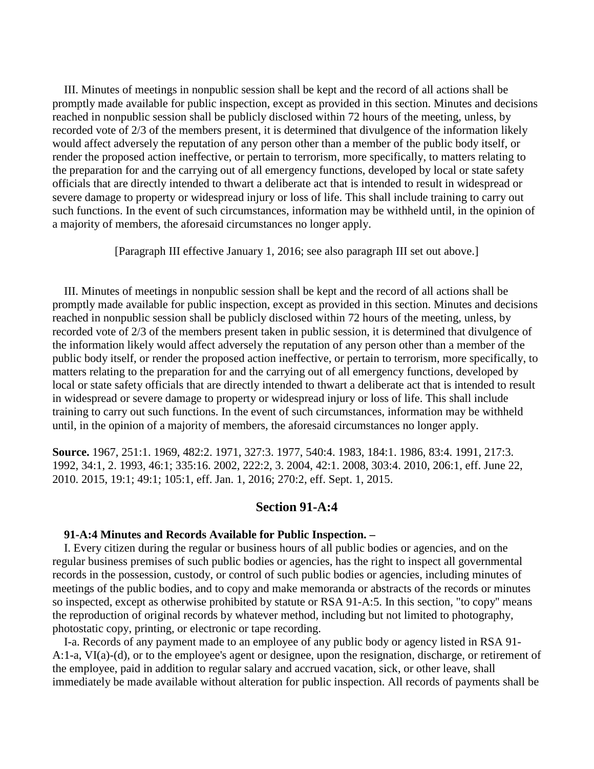III. Minutes of meetings in nonpublic session shall be kept and the record of all actions shall be promptly made available for public inspection, except as provided in this section. Minutes and decisions reached in nonpublic session shall be publicly disclosed within 72 hours of the meeting, unless, by recorded vote of 2/3 of the members present, it is determined that divulgence of the information likely would affect adversely the reputation of any person other than a member of the public body itself, or render the proposed action ineffective, or pertain to terrorism, more specifically, to matters relating to the preparation for and the carrying out of all emergency functions, developed by local or state safety officials that are directly intended to thwart a deliberate act that is intended to result in widespread or severe damage to property or widespread injury or loss of life. This shall include training to carry out such functions. In the event of such circumstances, information may be withheld until, in the opinion of a majority of members, the aforesaid circumstances no longer apply.

[Paragraph III effective January 1, 2016; see also paragraph III set out above.]

III. Minutes of meetings in nonpublic session shall be kept and the record of all actions shall be promptly made available for public inspection, except as provided in this section. Minutes and decisions reached in nonpublic session shall be publicly disclosed within 72 hours of the meeting, unless, by recorded vote of 2/3 of the members present taken in public session, it is determined that divulgence of the information likely would affect adversely the reputation of any person other than a member of the public body itself, or render the proposed action ineffective, or pertain to terrorism, more specifically, to matters relating to the preparation for and the carrying out of all emergency functions, developed by local or state safety officials that are directly intended to thwart a deliberate act that is intended to result in widespread or severe damage to property or widespread injury or loss of life. This shall include training to carry out such functions. In the event of such circumstances, information may be withheld until, in the opinion of a majority of members, the aforesaid circumstances no longer apply.

**Source.** 1967, 251:1. 1969, 482:2. 1971, 327:3. 1977, 540:4. 1983, 184:1. 1986, 83:4. 1991, 217:3. 1992, 34:1, 2. 1993, 46:1; 335:16. 2002, 222:2, 3. 2004, 42:1. 2008, 303:4. 2010, 206:1, eff. June 22, 2010. 2015, 19:1; 49:1; 105:1, eff. Jan. 1, 2016; 270:2, eff. Sept. 1, 2015.

## Section 91-A:4

**91-A:4 Minutes and Records Available for Public Inspection. –**

I. Every citizen during the regular or business hours of all public bodies or agencies, and on the regular business premises of such public bodies or agencies, has the right to inspect all governmental records in the possession, custody, or control of such public bodies or agencies, including minutes of meetings of the public bodies, and to copy and make memoranda or abstracts of the records or minutes so inspected, except as otherwise prohibited by statute or RSA 91-A:5. In this section, "to copy" means the reproduction of original records by whatever method, including but not limited to photography, photostatic copy, printing, or electronic or tape recording.

I-a. Records of any payment made to an employee of any public body or agency listed in RSA 91-A:1-a, VI(a)-(d), or to the employee's agent or designee, upon the resignation, discharge, or retirement of the employee, paid in addition to regular salary and accrued vacation, sick, or other leave, shall immediately be made available without alteration for public inspection. All records of payments shall be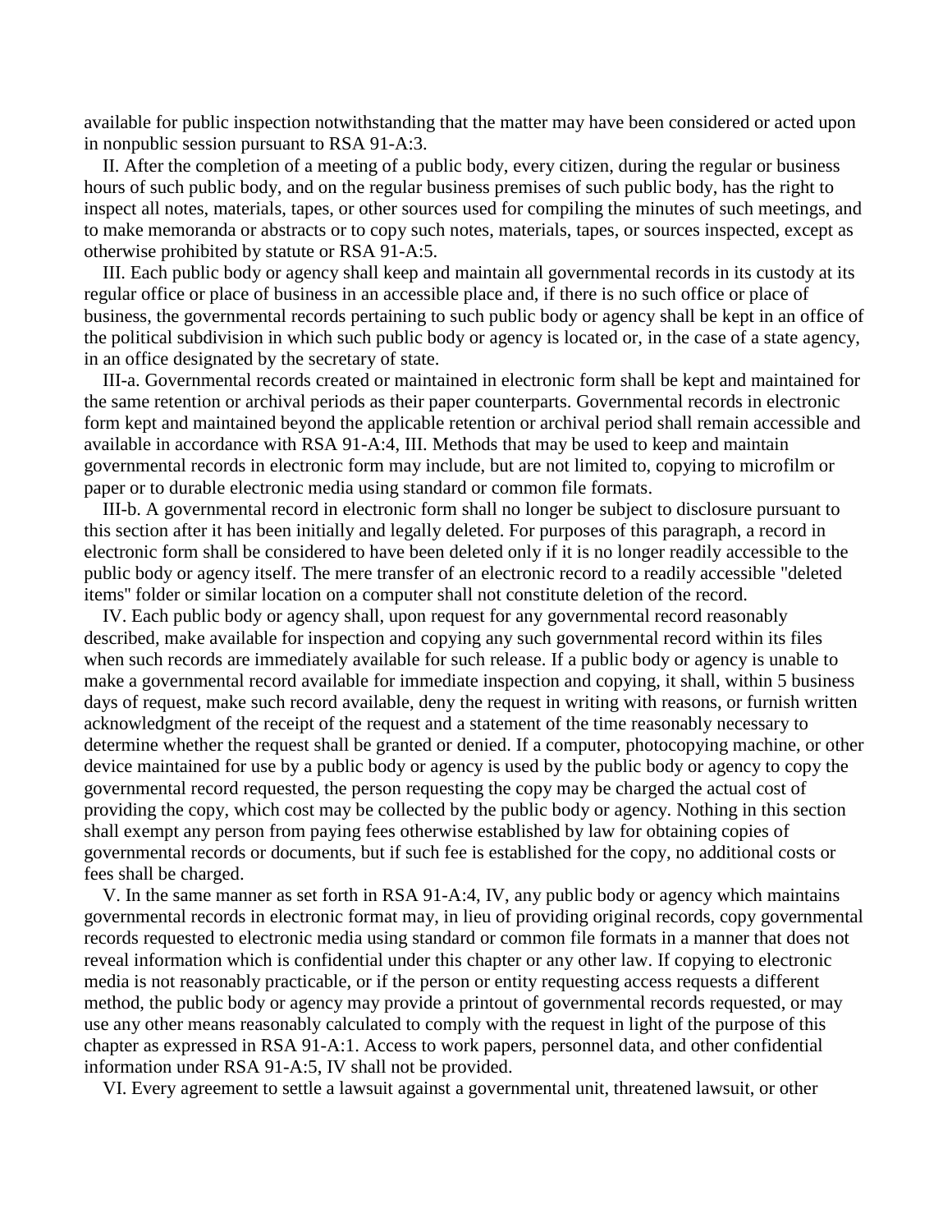available for public inspection notwithstanding that the matter may have been considered or acted upon in nonpublic session pursuant to RSA 91-A:3.

II. After the completion of a meeting of a public body, every citizen, during the regular or business hours of such public body, and on the regular business premises of such public body, has the right to inspect all notes, materials, tapes, or other sources used for compiling the minutes of such meetings, and to make memoranda or abstracts or to copy such notes, materials, tapes, or sources inspected, except as otherwise prohibited by statute or RSA 91-A:5.

III. Each public body or agency shall keep and maintain all governmental records in its custody at its regular office or place of business in an accessible place and, if there is no such office or place of business, the governmental records pertaining to such public body or agency shall be kept in an office of the political subdivision in which such public body or agency is located or, in the case of a state agency, in an office designated by the secretary of state.

III-a. Governmental records created or maintained in electronic form shall be kept and maintained for the same retention or archival periods as their paper counterparts. Governmental records in electronic form kept and maintained beyond the applicable retention or archival period shall remain accessible and available in accordance with RSA 91-A:4, III. Methods that may be used to keep and maintain governmental records in electronic form may include, but are not limited to, copying to microfilm or paper or to durable electronic media using standard or common file formats.

III-b. A governmental record in electronic form shall no longer be subject to disclosure pursuant to this section after it has been initially and legally deleted. For purposes of this paragraph, a record in electronic form shall be considered to have been deleted only if it is no longer readily accessible to the public body or agency itself. The mere transfer of an electronic record to a readily accessible "deleted items" folder or similar location on a computer shall not constitute deletion of the record.

IV. Each public body or agency shall, upon request for any governmental record reasonably described, make available for inspection and copying any such governmental record within its files when such records are immediately available for such release. If a public body or agency is unable to make a governmental record available for immediate inspection and copying, it shall, within 5 business days of request, make such record available, deny the request in writing with reasons, or furnish written acknowledgment of the receipt of the request and a statement of the time reasonably necessary to determine whether the request shall be granted or denied. If a computer, photocopying machine, or other device maintained for use by a public body or agency is used by the public body or agency to copy the governmental record requested, the person requesting the copy may be charged the actual cost of providing the copy, which cost may be collected by the public body or agency. Nothing in this section shall exempt any person from paying fees otherwise established by law for obtaining copies of governmental records or documents, but if such fee is established for the copy, no additional costs or fees shall be charged.

V. In the same manner as set forth in RSA 91-A:4, IV, any public body or agency which maintains governmental records in electronic format may, in lieu of providing original records, copy governmental records requested to electronic media using standard or common file formats in a manner that does not reveal information which is confidential under this chapter or any other law. If copying to electronic media is not reasonably practicable, or if the person or entity requesting access requests a different method, the public body or agency may provide a printout of governmental records requested, or may use any other means reasonably calculated to comply with the request in light of the purpose of this chapter as expressed in RSA 91-A:1. Access to work papers, personnel data, and other confidential information under RSA 91-A:5, IV shall not be provided.

VI. Every agreement to settle a lawsuit against a governmental unit, threatened lawsuit, or other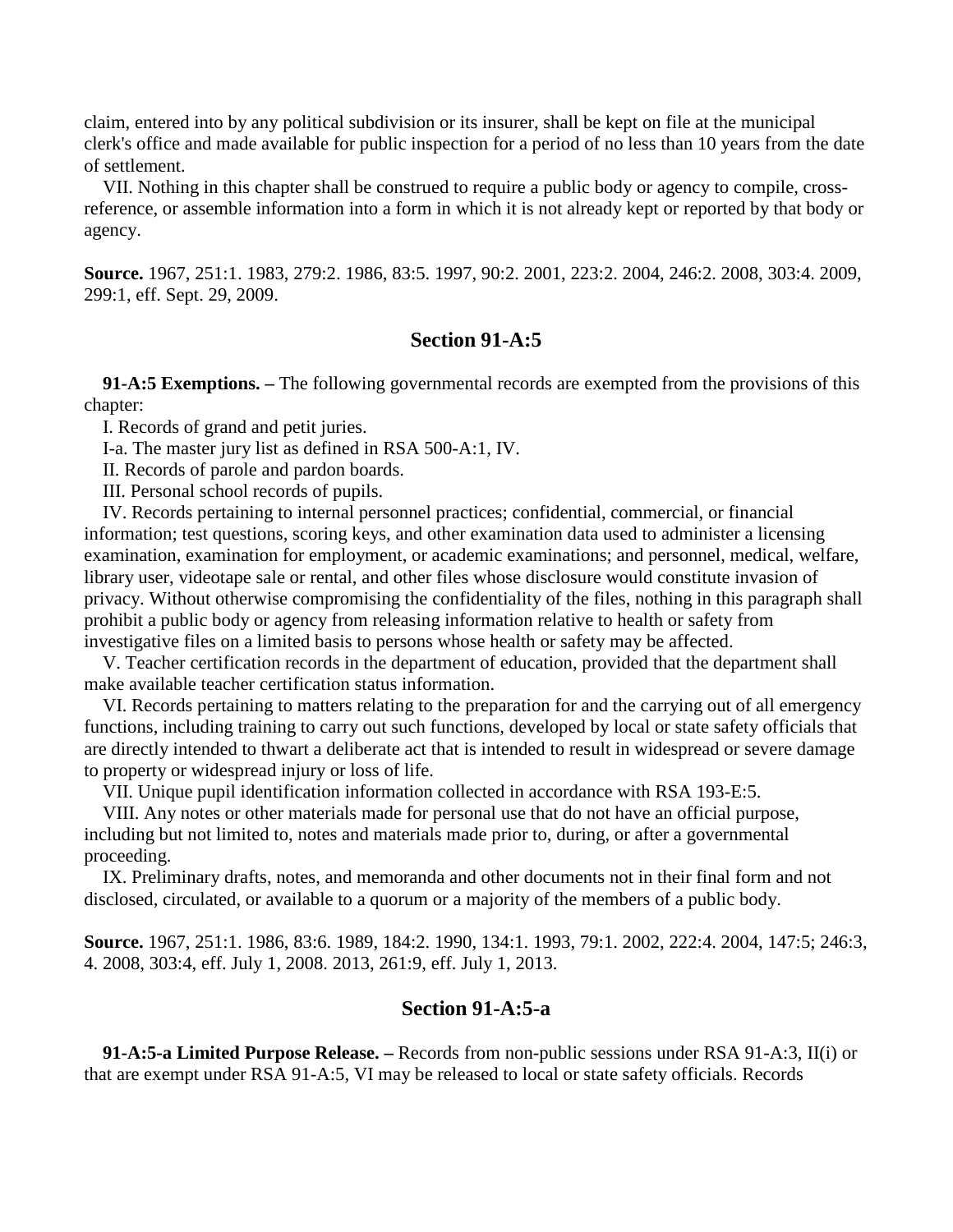claim, entered into by any political subdivision or its insurer, shall be kept on file at the municipal clerk's office and made available for public inspection for a period of no less than 10 years from the date of settlement.

VII. Nothing in this chapter shall be construed to require a public body or agency to compile, cross-reference, or assemble information into a form in which it is not already kept or reported by that body or agency.

**Source.** 1967, 251:1. 1983, 279:2. 1986, 83:5. 1997, 90:2. 2001, 223:2. 2004, 246:2. 2008, 303:4. 2009, 299:1, eff. Sept. 29, 2009.

## Section 91-A:5

**91-A:5 Exemptions. –** The following governmental records are exempted from the provisions of this chapter:

I. Records of grand and petit juries.

I-a. The master jury list as defined in RSA 500-A:1, IV.

II. Records of parole and pardon boards.

III. Personal school records of pupils.

IV. Records pertaining to internal personnel practices; confidential, commercial, or financial information; test questions, scoring keys, and other examination data used to administer a licensing examination, examination for employment, or academic examinations; and personnel, medical, welfare, library user, videotape sale or rental, and other files whose disclosure would constitute invasion of privacy. Without otherwise compromising the confidentiality of the files, nothing in this paragraph shall prohibit a public body or agency from releasing information relative to health or safety from investigative files on a limited basis to persons whose health or safety may be affected.

V. Teacher certification records in the department of education, provided that the department shall make available teacher certification status information.

VI. Records pertaining to matters relating to the preparation for and the carrying out of all emergency functions, including training to carry out such functions, developed by local or state safety officials that are directly intended to thwart a deliberate act that is intended to result in widespread or severe damage to property or widespread injury or loss of life.

VII. Unique pupil identification information collected in accordance with RSA 193-E:5.

VIII. Any notes or other materials made for personal use that do not have an official purpose, including but not limited to, notes and materials made prior to, during, or after a governmental proceeding.

IX. Preliminary drafts, notes, and memoranda and other documents not in their final form and not disclosed, circulated, or available to a quorum or a majority of the members of a public body.

**Source.** 1967, 251:1. 1986, 83:6. 1989, 184:2. 1990, 134:1. 1993, 79:1. 2002, 222:4. 2004, 147:5; 246:3, 4. 2008, 303:4, eff. July 1, 2008. 2013, 261:9, eff. July 1, 2013.

## Section 91-A:5-a

**91-A:5-a Limited Purpose Release. –** Records from non-public sessions under RSA 91-A:3, II(i) or that are exempt under RSA 91-A:5, VI may be released to local or state safety officials. Records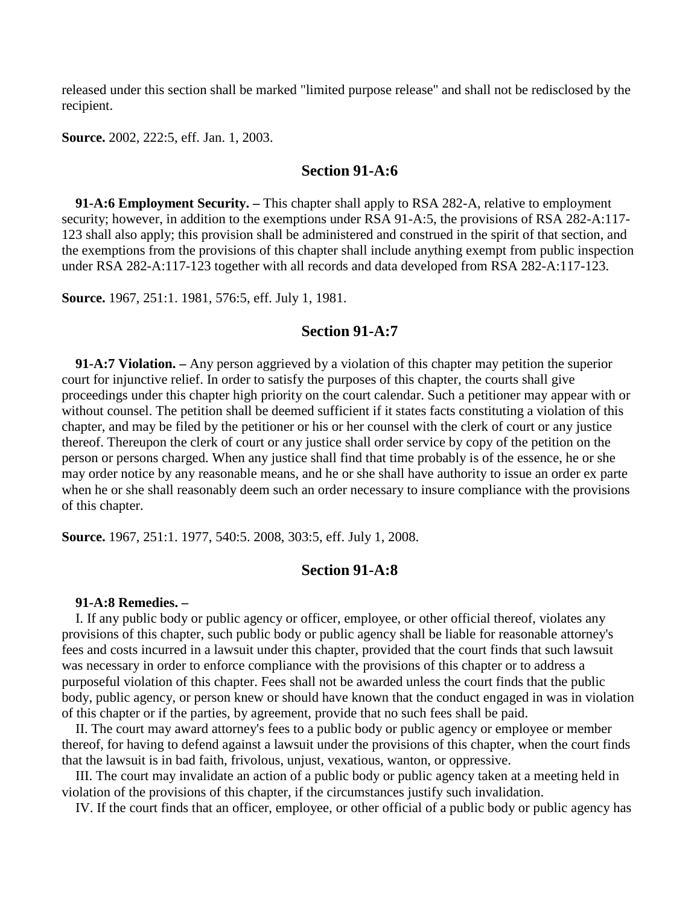released under this section shall be marked "limited purpose release" and shall not be redisclosed by the recipient.

**Source.** 2002, 222:5, eff. Jan. 1, 2003.

## Section 91-A:6

**91-A:6 Employment Security. –** This chapter shall apply to RSA 282-A, relative to employment security; however, in addition to the exemptions under RSA 91-A:5, the provisions of RSA 282-A:117-123 shall also apply; this provision shall be administered and construed in the spirit of that section, and the exemptions from the provisions of this chapter shall include anything exempt from public inspection under RSA 282-A:117-123 together with all records and data developed from RSA 282-A:117-123.

**Source.** 1967, 251:1. 1981, 576:5, eff. July 1, 1981.

## Section 91-A:7

**91-A:7 Violation. –** Any person aggrieved by a violation of this chapter may petition the superior court for injunctive relief. In order to satisfy the purposes of this chapter, the courts shall give proceedings under this chapter high priority on the court calendar. Such a petitioner may appear with or without counsel. The petition shall be deemed sufficient if it states facts constituting a violation of this chapter, and may be filed by the petitioner or his or her counsel with the clerk of court or any justice thereof. Thereupon the clerk of court or any justice shall order service by copy of the petition on the person or persons charged. When any justice shall find that time probably is of the essence, he or she may order notice by any reasonable means, and he or she shall have authority to issue an order ex parte when he or she shall reasonably deem such an order necessary to insure compliance with the provisions of this chapter.

**Source.** 1967, 251:1. 1977, 540:5. 2008, 303:5, eff. July 1, 2008.

## Section 91-A:8

**91-A:8 Remedies. –**

I. If any public body or public agency or officer, employee, or other official thereof, violates any provisions of this chapter, such public body or public agency shall be liable for reasonable attorney's fees and costs incurred in a lawsuit under this chapter, provided that the court finds that such lawsuit was necessary in order to enforce compliance with the provisions of this chapter or to address a purposeful violation of this chapter. Fees shall not be awarded unless the court finds that the public body, public agency, or person knew or should have known that the conduct engaged in was in violation of this chapter or if the parties, by agreement, provide that no such fees shall be paid.

II. The court may award attorney's fees to a public body or public agency or employee or member thereof, for having to defend against a lawsuit under the provisions of this chapter, when the court finds that the lawsuit is in bad faith, frivolous, unjust, vexatious, wanton, or oppressive.

III. The court may invalidate an action of a public body or public agency taken at a meeting held in violation of the provisions of this chapter, if the circumstances justify such invalidation.

IV. If the court finds that an officer, employee, or other official of a public body or public agency has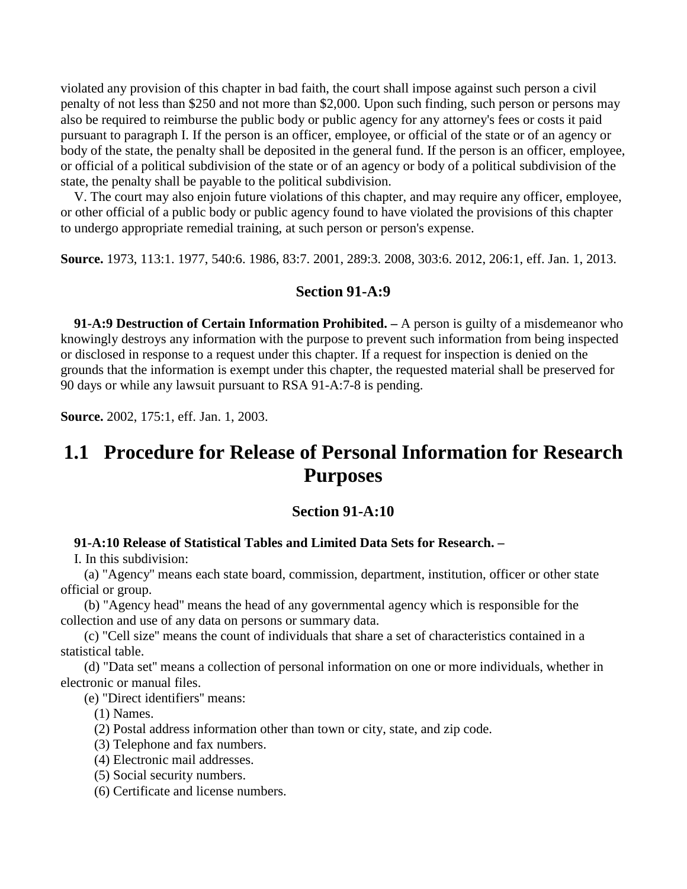violated any provision of this chapter in bad faith, the court shall impose against such person a civil penalty of not less than $250 and not more than $2,000. Upon such finding, such person or persons may also be required to reimburse the public body or public agency for any attorney's fees or costs it paid pursuant to paragraph I. If the person is an officer, employee, or official of the state or of an agency or body of the state, the penalty shall be deposited in the general fund. If the person is an officer, employee, or official of a political subdivision of the state or of an agency or body of a political subdivision of the state, the penalty shall be payable to the political subdivision.

V. The court may also enjoin future violations of this chapter, and may require any officer, employee, or other official of a public body or public agency found to have violated the provisions of this chapter to undergo appropriate remedial training, at such person or person's expense.

**Source.** 1973, 113:1. 1977, 540:6. 1986, 83:7. 2001, 289:3. 2008, 303:6. 2012, 206:1, eff. Jan. 1, 2013.

### Section 91-A:9

**91-A:9 Destruction of Certain Information Prohibited. –** A person is guilty of a misdemeanor who knowingly destroys any information with the purpose to prevent such information from being inspected or disclosed in response to a request under this chapter. If a request for inspection is denied on the grounds that the information is exempt under this chapter, the requested material shall be preserved for 90 days or while any lawsuit pursuant to RSA 91-A:7-8 is pending.

**Source.** 2002, 175:1, eff. Jan. 1, 2003.

## 1.1 Procedure for Release of Personal Information for Research Purposes

### Section 91-A:10

**91-A:10 Release of Statistical Tables and Limited Data Sets for Research. –**

I. In this subdivision:

(a) "Agency" means each state board, commission, department, institution, officer or other state official or group.

(b) "Agency head" means the head of any governmental agency which is responsible for the collection and use of any data on persons or summary data.

(c) "Cell size" means the count of individuals that share a set of characteristics contained in a statistical table.

(d) "Data set" means a collection of personal information on one or more individuals, whether in electronic or manual files.

(e) "Direct identifiers" means:

(1) Names.

(2) Postal address information other than town or city, state, and zip code.

(3) Telephone and fax numbers.

(4) Electronic mail addresses.

(5) Social security numbers.

(6) Certificate and license numbers.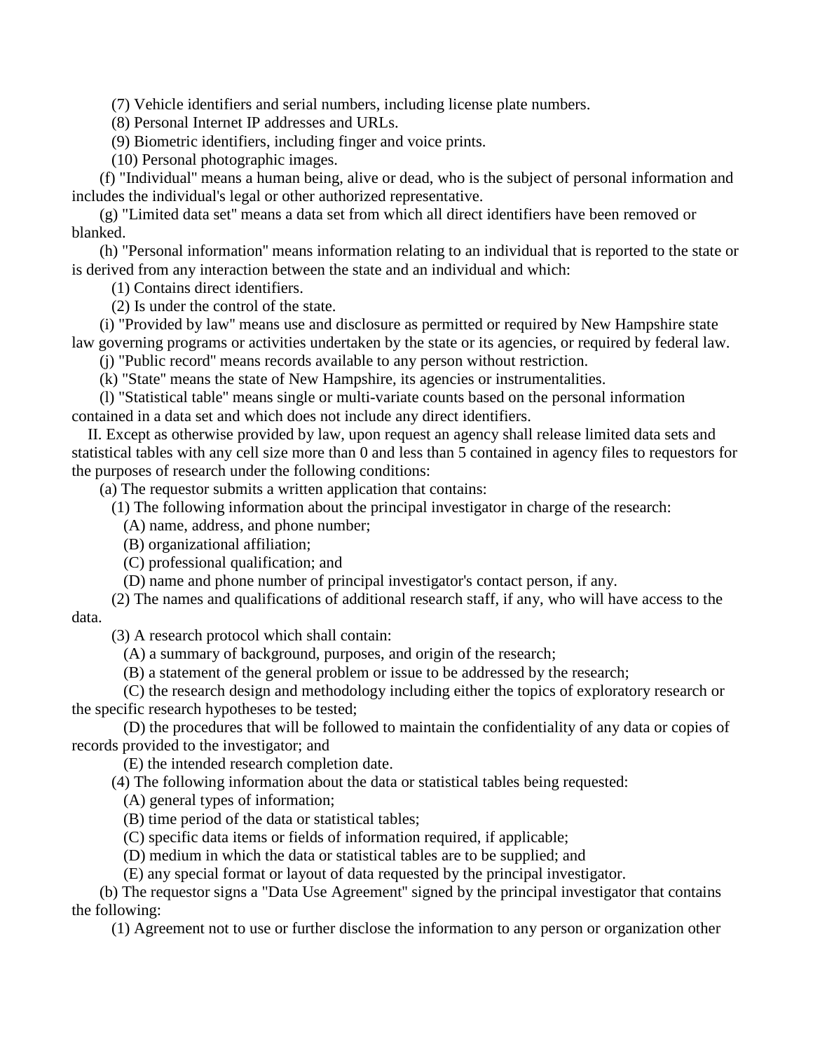(7) Vehicle identifiers and serial numbers, including license plate numbers.

(8) Personal Internet IP addresses and URLs.

(9) Biometric identifiers, including finger and voice prints.

(10) Personal photographic images.

(f) "Individual" means a human being, alive or dead, who is the subject of personal information and includes the individual's legal or other authorized representative.

(g) "Limited data set" means a data set from which all direct identifiers have been removed or blanked.

(h) "Personal information" means information relating to an individual that is reported to the state or is derived from any interaction between the state and an individual and which:

(1) Contains direct identifiers.

(2) Is under the control of the state.

(i) "Provided by law" means use and disclosure as permitted or required by New Hampshire state law governing programs or activities undertaken by the state or its agencies, or required by federal law.

(j) "Public record" means records available to any person without restriction.

(k) "State" means the state of New Hampshire, its agencies or instrumentalities.

(l) "Statistical table" means single or multi-variate counts based on the personal information contained in a data set and which does not include any direct identifiers.

II. Except as otherwise provided by law, upon request an agency shall release limited data sets and statistical tables with any cell size more than 0 and less than 5 contained in agency files to requestors for the purposes of research under the following conditions:

(a) The requestor submits a written application that contains:

(1) The following information about the principal investigator in charge of the research:

(A) name, address, and phone number;

(B) organizational affiliation;

(C) professional qualification; and

(D) name and phone number of principal investigator's contact person, if any.

(2) The names and qualifications of additional research staff, if any, who will have access to the data.

(3) A research protocol which shall contain:

(A) a summary of background, purposes, and origin of the research;

(B) a statement of the general problem or issue to be addressed by the research;

(C) the research design and methodology including either the topics of exploratory research or the specific research hypotheses to be tested;

(D) the procedures that will be followed to maintain the confidentiality of any data or copies of records provided to the investigator; and

(E) the intended research completion date.

(4) The following information about the data or statistical tables being requested:

(A) general types of information;

(B) time period of the data or statistical tables;

(C) specific data items or fields of information required, if applicable;

(D) medium in which the data or statistical tables are to be supplied; and

(E) any special format or layout of data requested by the principal investigator.

(b) The requestor signs a "Data Use Agreement" signed by the principal investigator that contains the following:

(1) Agreement not to use or further disclose the information to any person or organization other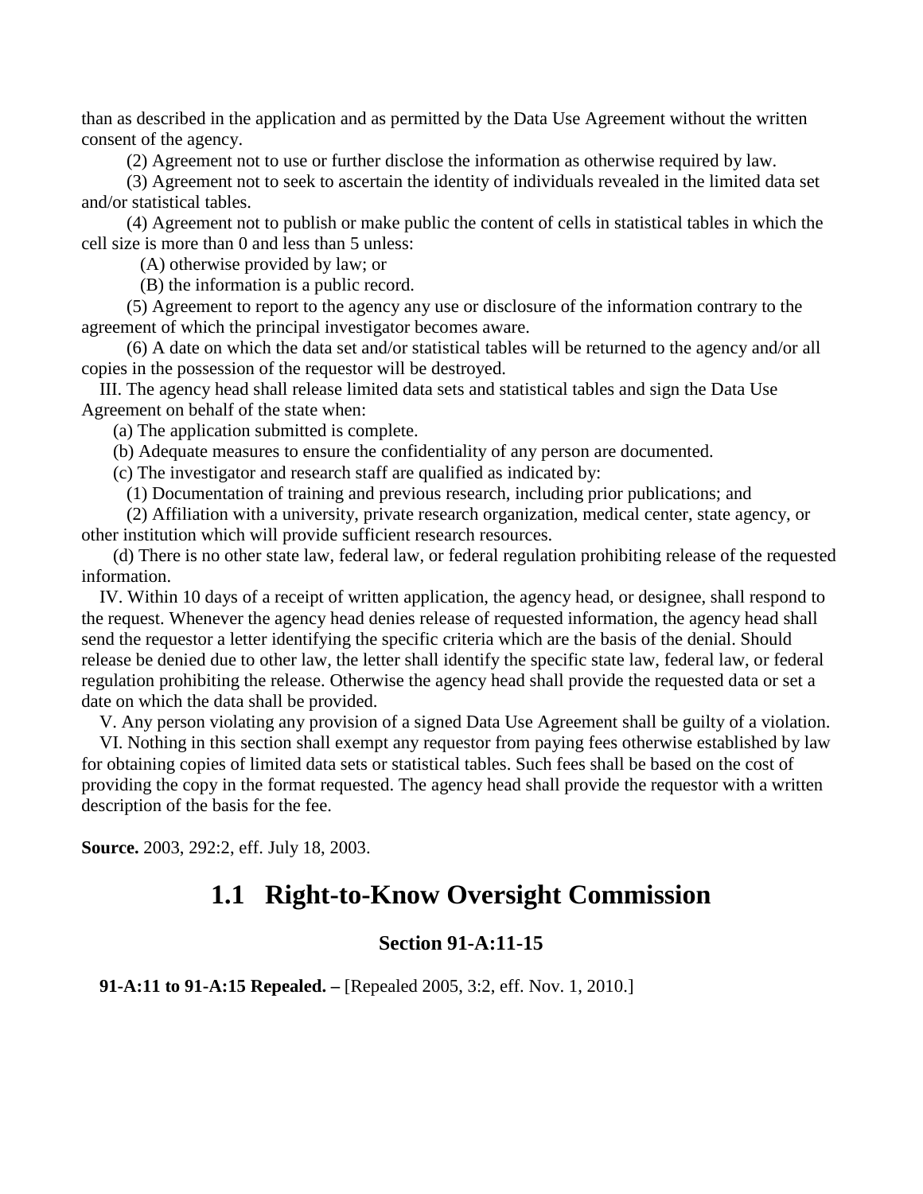than as described in the application and as permitted by the Data Use Agreement without the written consent of the agency.

(2) Agreement not to use or further disclose the information as otherwise required by law.

(3) Agreement not to seek to ascertain the identity of individuals revealed in the limited data set and/or statistical tables.

(4) Agreement not to publish or make public the content of cells in statistical tables in which the cell size is more than 0 and less than 5 unless:

(A) otherwise provided by law; or

(B) the information is a public record.

(5) Agreement to report to the agency any use or disclosure of the information contrary to the agreement of which the principal investigator becomes aware.

(6) A date on which the data set and/or statistical tables will be returned to the agency and/or all copies in the possession of the requestor will be destroyed.

III. The agency head shall release limited data sets and statistical tables and sign the Data Use Agreement on behalf of the state when:

(a) The application submitted is complete.

(b) Adequate measures to ensure the confidentiality of any person are documented.

(c) The investigator and research staff are qualified as indicated by:

(1) Documentation of training and previous research, including prior publications; and

(2) Affiliation with a university, private research organization, medical center, state agency, or other institution which will provide sufficient research resources.

(d) There is no other state law, federal law, or federal regulation prohibiting release of the requested information.

IV. Within 10 days of a receipt of written application, the agency head, or designee, shall respond to the request. Whenever the agency head denies release of requested information, the agency head shall send the requestor a letter identifying the specific criteria which are the basis of the denial. Should release be denied due to other law, the letter shall identify the specific state law, federal law, or federal regulation prohibiting the release. Otherwise the agency head shall provide the requested data or set a date on which the data shall be provided.

V. Any person violating any provision of a signed Data Use Agreement shall be guilty of a violation.

VI. Nothing in this section shall exempt any requestor from paying fees otherwise established by law for obtaining copies of limited data sets or statistical tables. Such fees shall be based on the cost of providing the copy in the format requested. The agency head shall provide the requestor with a written description of the basis for the fee.

**Source.** 2003, 292:2, eff. July 18, 2003.

## 1.1 Right-to-Know Oversight Commission

### Section 91-A:11-15

**91-A:11 to 91-A:15 Repealed. –** [Repealed 2005, 3:2, eff. Nov. 1, 2010.]